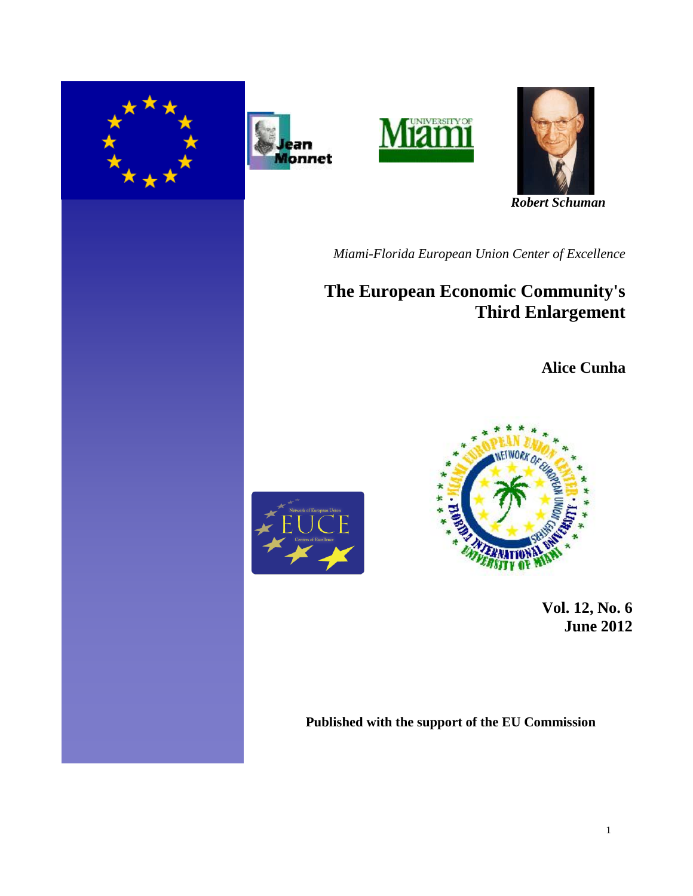*Robert Schuman*

*Miami-Florida European Union Center of Excellence*

# The European Economic Community's Third Enlargement

**Alice Cunha**

**Vol. 12, No. 6**
**June 2012**

**Published with the support of the EU Commission**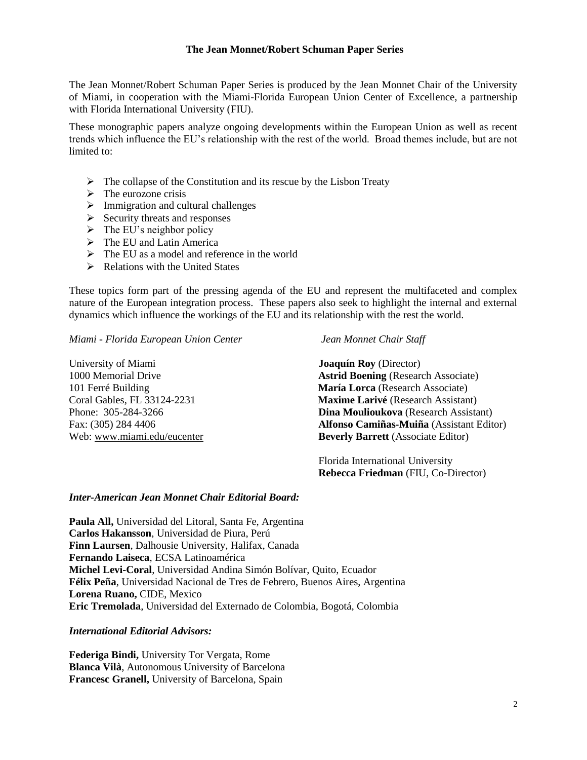# The Jean Monnet/Robert Schuman Paper Series

The Jean Monnet/Robert Schuman Paper Series is produced by the Jean Monnet Chair of the University of Miami, in cooperation with the Miami-Florida European Union Center of Excellence, a partnership with Florida International University (FIU).

These monographic papers analyze ongoing developments within the European Union as well as recent trends which influence the EU's relationship with the rest of the world. Broad themes include, but are not limited to:

- The collapse of the Constitution and its rescue by the Lisbon Treaty
- The eurozone crisis
- Immigration and cultural challenges
- Security threats and responses
- The EU's neighbor policy
- The EU and Latin America
- The EU as a model and reference in the world
- Relations with the United States

These topics form part of the pressing agenda of the EU and represent the multifaceted and complex nature of the European integration process. These papers also seek to highlight the internal and external dynamics which influence the workings of the EU and its relationship with the rest the world.

*Miami - Florida European Union Center*

University of Miami
1000 Memorial Drive
101 Ferré Building
Coral Gables, FL 33124-2231
Phone: 305-284-3266
Fax: (305) 284 4406
Web: www.miami.edu/eucenter

*Jean Monnet Chair Staff*

**Joaquín Roy** (Director)
**Astrid Boening** (Research Associate)
**María Lorca** (Research Associate)
**Maxime Larivé** (Research Assistant)
**Dina Moulioukova** (Research Assistant)
**Alfonso Camiñas-Muiña** (Assistant Editor)
**Beverly Barrett** (Associate Editor)

Florida International University
**Rebecca Friedman** (FIU, Co-Director)

***Inter-American Jean Monnet Chair Editorial Board:***

**Paula All,** Universidad del Litoral, Santa Fe, Argentina
**Carlos Hakansson**, Universidad de Piura, Perú
**Finn Laursen**, Dalhousie University, Halifax, Canada
**Fernando Laiseca**, ECSA Latinoamérica
**Michel Levi-Coral**, Universidad Andina Simón Bolívar, Quito, Ecuador
**Félix Peña**, Universidad Nacional de Tres de Febrero, Buenos Aires, Argentina
**Lorena Ruano,** CIDE, Mexico
**Eric Tremolada**, Universidad del Externado de Colombia, Bogotá, Colombia

***International Editorial Advisors:***

**Federiga Bindi,** University Tor Vergata, Rome
**Blanca Vilà**, Autonomous University of Barcelona
**Francesc Granell,** University of Barcelona, Spain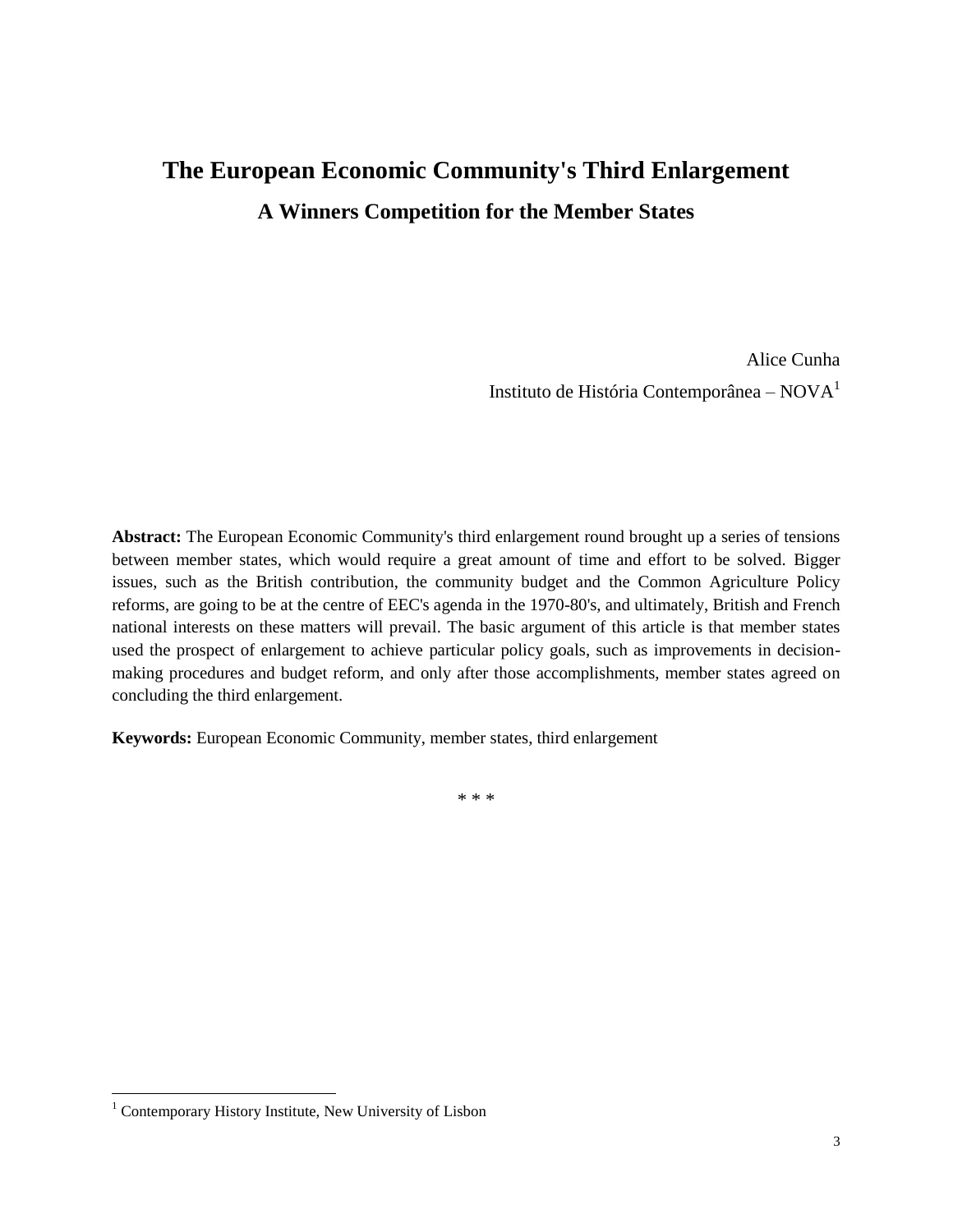# The European Economic Community's Third Enlargement

## A Winners Competition for the Member States

Alice Cunha

Instituto de História Contemporânea – NOVA[1]

**Abstract:** The European Economic Community's third enlargement round brought up a series of tensions between member states, which would require a great amount of time and effort to be solved. Bigger issues, such as the British contribution, the community budget and the Common Agriculture Policy reforms, are going to be at the centre of EEC's agenda in the 1970-80's, and ultimately, British and French national interests on these matters will prevail. The basic argument of this article is that member states used the prospect of enlargement to achieve particular policy goals, such as improvements in decision-making procedures and budget reform, and only after those accomplishments, member states agreed on concluding the third enlargement.

**Keywords:** European Economic Community, member states, third enlargement

\* \* \*

[1] Contemporary History Institute, New University of Lisbon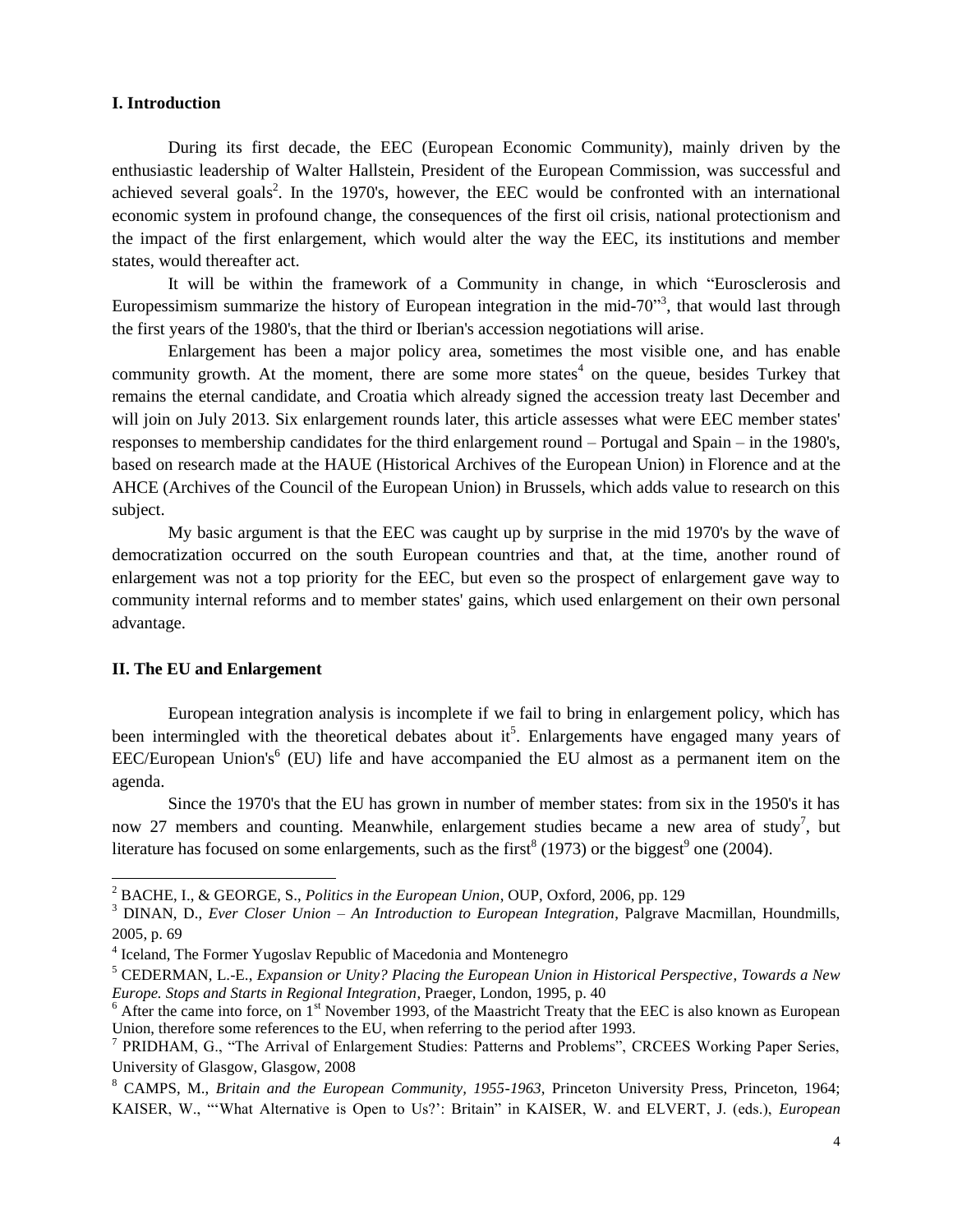## I. Introduction

During its first decade, the EEC (European Economic Community), mainly driven by the enthusiastic leadership of Walter Hallstein, President of the European Commission, was successful and achieved several goals[2]. In the 1970's, however, the EEC would be confronted with an international economic system in profound change, the consequences of the first oil crisis, national protectionism and the impact of the first enlargement, which would alter the way the EEC, its institutions and member states, would thereafter act.

It will be within the framework of a Community in change, in which "Eurosclerosis and Europessimism summarize the history of European integration in the mid-70"[3], that would last through the first years of the 1980's, that the third or Iberian's accession negotiations will arise.

Enlargement has been a major policy area, sometimes the most visible one, and has enable community growth. At the moment, there are some more states[4] on the queue, besides Turkey that remains the eternal candidate, and Croatia which already signed the accession treaty last December and will join on July 2013. Six enlargement rounds later, this article assesses what were EEC member states' responses to membership candidates for the third enlargement round – Portugal and Spain – in the 1980's, based on research made at the HAUE (Historical Archives of the European Union) in Florence and at the AHCE (Archives of the Council of the European Union) in Brussels, which adds value to research on this subject.

My basic argument is that the EEC was caught up by surprise in the mid 1970's by the wave of democratization occurred on the south European countries and that, at the time, another round of enlargement was not a top priority for the EEC, but even so the prospect of enlargement gave way to community internal reforms and to member states' gains, which used enlargement on their own personal advantage.

## II. The EU and Enlargement

European integration analysis is incomplete if we fail to bring in enlargement policy, which has been intermingled with the theoretical debates about it[5]. Enlargements have engaged many years of EEC/European Union's[6] (EU) life and have accompanied the EU almost as a permanent item on the agenda.

Since the 1970's that the EU has grown in number of member states: from six in the 1950's it has now 27 members and counting. Meanwhile, enlargement studies became a new area of study[7], but literature has focused on some enlargements, such as the first[8] (1973) or the biggest[9] one (2004).

---

[2] BACHE, I., & GEORGE, S., *Politics in the European Union*, OUP, Oxford, 2006, pp. 129

[3] DINAN, D., *Ever Closer Union – An Introduction to European Integration*, Palgrave Macmillan, Houndmills, 2005, p. 69

[4] Iceland, The Former Yugoslav Republic of Macedonia and Montenegro

[5] CEDERMAN, L.-E., *Expansion or Unity? Placing the European Union in Historical Perspective, Towards a New Europe. Stops and Starts in Regional Integration*, Praeger, London, 1995, p. 40

[6] After the came into force, on 1st November 1993, of the Maastricht Treaty that the EEC is also known as European Union, therefore some references to the EU, when referring to the period after 1993.

[7] PRIDHAM, G., "The Arrival of Enlargement Studies: Patterns and Problems", CRCEES Working Paper Series, University of Glasgow, Glasgow, 2008

[8] CAMPS, M., *Britain and the European Community, 1955-1963*, Princeton University Press, Princeton, 1964; KAISER, W., "'What Alternative is Open to Us?': Britain" in KAISER, W. and ELVERT, J. (eds.), *European*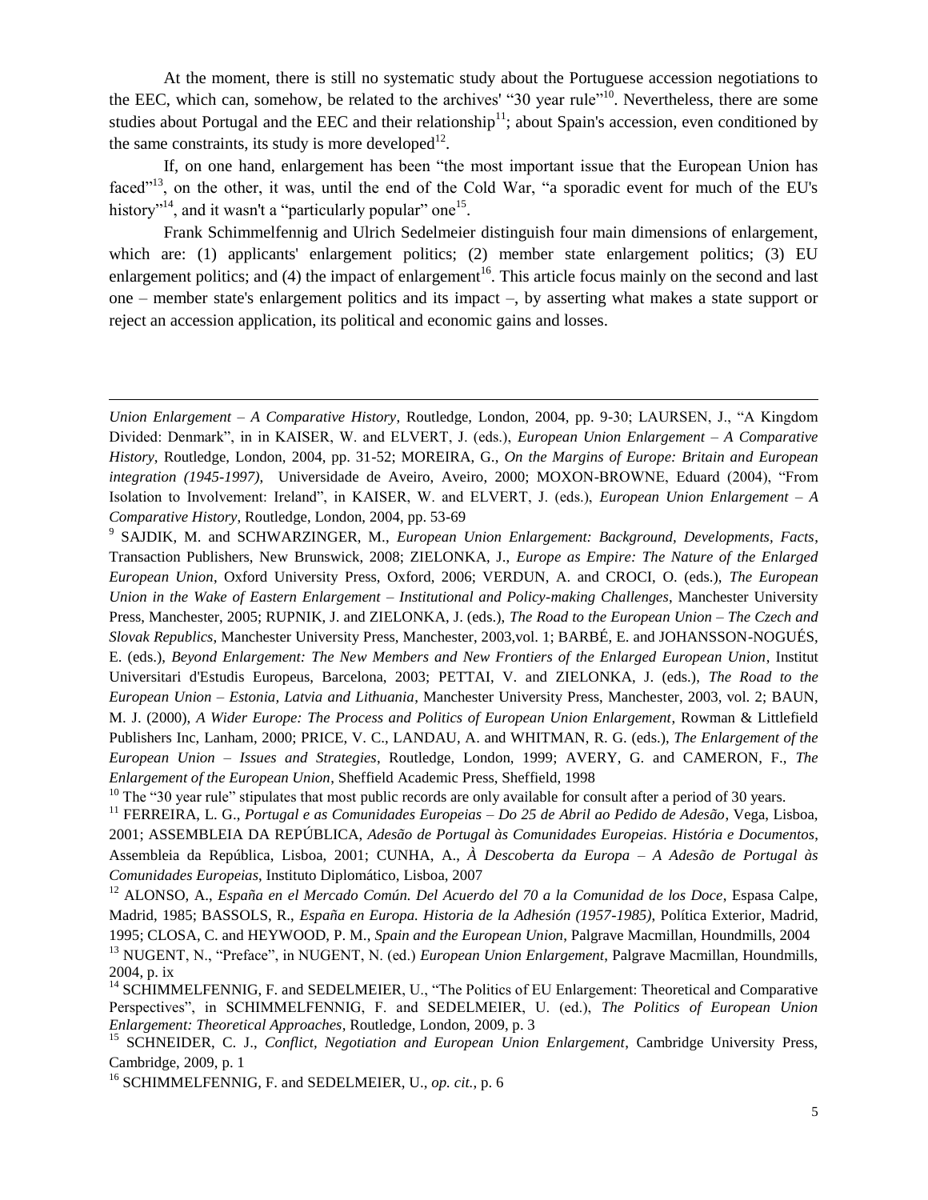At the moment, there is still no systematic study about the Portuguese accession negotiations to the EEC, which can, somehow, be related to the archives' "30 year rule"[10]. Nevertheless, there are some studies about Portugal and the EEC and their relationship[11]; about Spain's accession, even conditioned by the same constraints, its study is more developed[12].

If, on one hand, enlargement has been "the most important issue that the European Union has faced"[13], on the other, it was, until the end of the Cold War, "a sporadic event for much of the EU's history"[14], and it wasn't a "particularly popular" one[15].

Frank Schimmelfennig and Ulrich Sedelmeier distinguish four main dimensions of enlargement, which are: (1) applicants' enlargement politics; (2) member state enlargement politics; (3) EU enlargement politics; and (4) the impact of enlargement[16]. This article focus mainly on the second and last one – member state's enlargement politics and its impact –, by asserting what makes a state support or reject an accession application, its political and economic gains and losses.

---

*Union Enlargement – A Comparative History*, Routledge, London, 2004, pp. 9-30; LAURSEN, J., "A Kingdom Divided: Denmark", in in KAISER, W. and ELVERT, J. (eds.), *European Union Enlargement – A Comparative History*, Routledge, London, 2004, pp. 31-52; MOREIRA, G., *On the Margins of Europe: Britain and European integration (1945-1997)*, Universidade de Aveiro, Aveiro, 2000; MOXON-BROWNE, Eduard (2004), "From Isolation to Involvement: Ireland", in KAISER, W. and ELVERT, J. (eds.), *European Union Enlargement – A Comparative History*, Routledge, London, 2004, pp. 53-69

[9] SAJDIK, M. and SCHWARZINGER, M., *European Union Enlargement: Background, Developments, Facts*, Transaction Publishers, New Brunswick, 2008; ZIELONKA, J., *Europe as Empire: The Nature of the Enlarged European Union*, Oxford University Press, Oxford, 2006; VERDUN, A. and CROCI, O. (eds.), *The European Union in the Wake of Eastern Enlargement – Institutional and Policy-making Challenges*, Manchester University Press, Manchester, 2005; RUPNIK, J. and ZIELONKA, J. (eds.), *The Road to the European Union – The Czech and Slovak Republics*, Manchester University Press, Manchester, 2003,vol. 1; BARBÉ, E. and JOHANSSON-NOGUÉS, E. (eds.), *Beyond Enlargement: The New Members and New Frontiers of the Enlarged European Union*, Institut Universitari d'Estudis Europeus, Barcelona, 2003; PETTAI, V. and ZIELONKA, J. (eds.), *The Road to the European Union – Estonia, Latvia and Lithuania*, Manchester University Press, Manchester, 2003, vol. 2; BAUN, M. J. (2000), *A Wider Europe: The Process and Politics of European Union Enlargement*, Rowman & Littlefield Publishers Inc, Lanham, 2000; PRICE, V. C., LANDAU, A. and WHITMAN, R. G. (eds.), *The Enlargement of the European Union – Issues and Strategies*, Routledge, London, 1999; AVERY, G. and CAMERON, F., *The Enlargement of the European Union*, Sheffield Academic Press, Sheffield, 1998

[10] The "30 year rule" stipulates that most public records are only available for consult after a period of 30 years.

[11] FERREIRA, L. G., *Portugal e as Comunidades Europeias – Do 25 de Abril ao Pedido de Adesão*, Vega, Lisboa, 2001; ASSEMBLEIA DA REPÚBLICA, *Adesão de Portugal às Comunidades Europeias. História e Documentos*, Assembleia da República, Lisboa, 2001; CUNHA, A., *À Descoberta da Europa – A Adesão de Portugal às Comunidades Europeias*, Instituto Diplomático, Lisboa, 2007

[12] ALONSO, A., *España en el Mercado Común. Del Acuerdo del 70 a la Comunidad de los Doce*, Espasa Calpe, Madrid, 1985; BASSOLS, R., *España en Europa. Historia de la Adhesión (1957-1985)*, Política Exterior, Madrid, 1995; CLOSA, C. and HEYWOOD, P. M., *Spain and the European Union*, Palgrave Macmillan, Houndmills, 2004

[13] NUGENT, N., "Preface", in NUGENT, N. (ed.) *European Union Enlargement*, Palgrave Macmillan, Houndmills, 2004, p. ix

[14] SCHIMMELFENNIG, F. and SEDELMEIER, U., "The Politics of EU Enlargement: Theoretical and Comparative Perspectives", in SCHIMMELFENNIG, F. and SEDELMEIER, U. (ed.), *The Politics of European Union Enlargement: Theoretical Approaches*, Routledge, London, 2009, p. 3

[15] SCHNEIDER, C. J., *Conflict, Negotiation and European Union Enlargement*, Cambridge University Press, Cambridge, 2009, p. 1

[16] SCHIMMELFENNIG, F. and SEDELMEIER, U., *op. cit.*, p. 6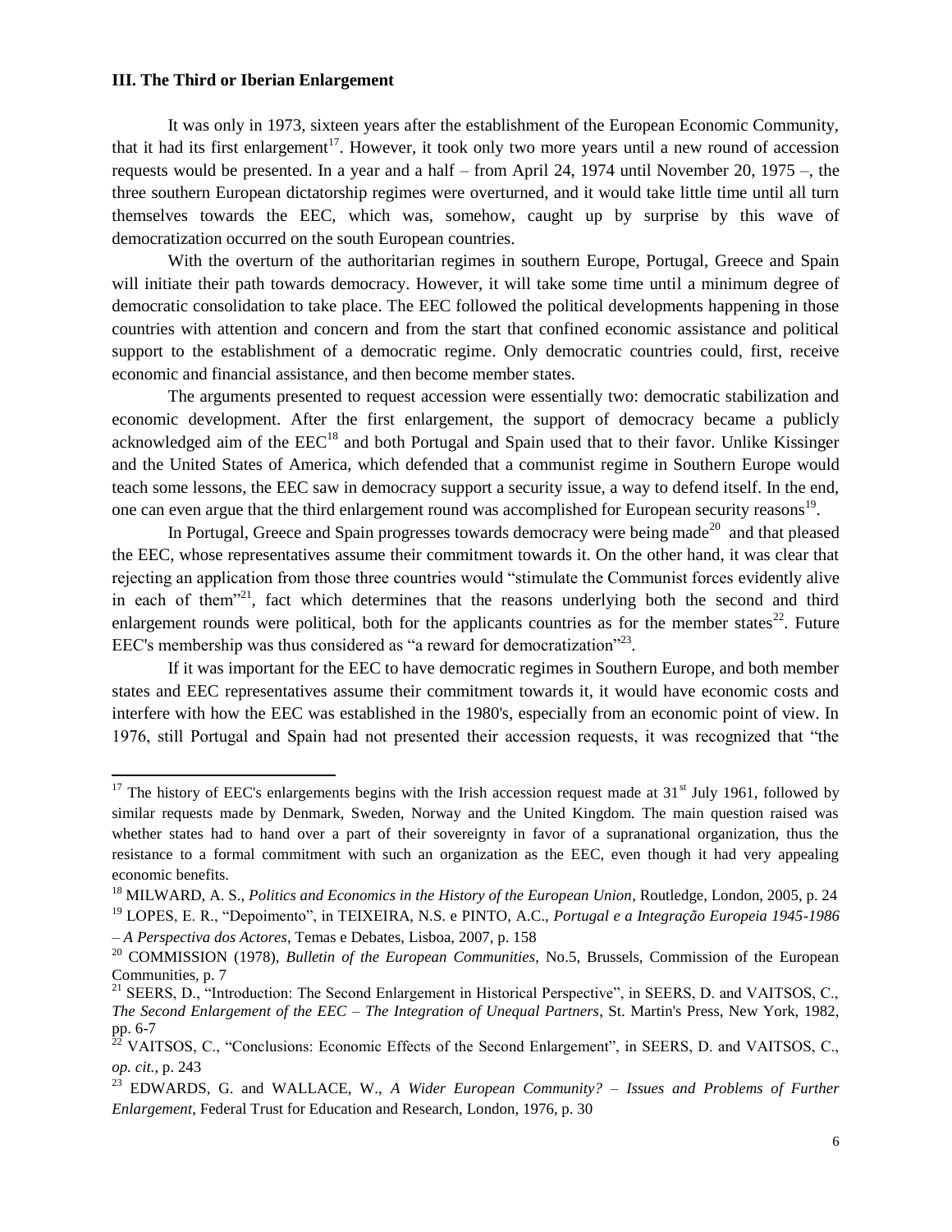### III. The Third or Iberian Enlargement

It was only in 1973, sixteen years after the establishment of the European Economic Community, that it had its first enlargement[17]. However, it took only two more years until a new round of accession requests would be presented. In a year and a half – from April 24, 1974 until November 20, 1975 –, the three southern European dictatorship regimes were overturned, and it would take little time until all turn themselves towards the EEC, which was, somehow, caught up by surprise by this wave of democratization occurred on the south European countries.

With the overturn of the authoritarian regimes in southern Europe, Portugal, Greece and Spain will initiate their path towards democracy. However, it will take some time until a minimum degree of democratic consolidation to take place. The EEC followed the political developments happening in those countries with attention and concern and from the start that confined economic assistance and political support to the establishment of a democratic regime. Only democratic countries could, first, receive economic and financial assistance, and then become member states.

The arguments presented to request accession were essentially two: democratic stabilization and economic development. After the first enlargement, the support of democracy became a publicly acknowledged aim of the EEC[18] and both Portugal and Spain used that to their favor. Unlike Kissinger and the United States of America, which defended that a communist regime in Southern Europe would teach some lessons, the EEC saw in democracy support a security issue, a way to defend itself. In the end, one can even argue that the third enlargement round was accomplished for European security reasons[19].

In Portugal, Greece and Spain progresses towards democracy were being made[20] and that pleased the EEC, whose representatives assume their commitment towards it. On the other hand, it was clear that rejecting an application from those three countries would "stimulate the Communist forces evidently alive in each of them"[21], fact which determines that the reasons underlying both the second and third enlargement rounds were political, both for the applicants countries as for the member states[22]. Future EEC's membership was thus considered as "a reward for democratization"[23].

If it was important for the EEC to have democratic regimes in Southern Europe, and both member states and EEC representatives assume their commitment towards it, it would have economic costs and interfere with how the EEC was established in the 1980's, especially from an economic point of view. In 1976, still Portugal and Spain had not presented their accession requests, it was recognized that "the

---

[17] The history of EEC's enlargements begins with the Irish accession request made at 31st July 1961, followed by similar requests made by Denmark, Sweden, Norway and the United Kingdom. The main question raised was whether states had to hand over a part of their sovereignty in favor of a supranational organization, thus the resistance to a formal commitment with such an organization as the EEC, even though it had very appealing economic benefits.

[18] MILWARD, A. S., *Politics and Economics in the History of the European Union*, Routledge, London, 2005, p. 24

[19] LOPES, E. R., "Depoimento", in TEIXEIRA, N.S. e PINTO, A.C., *Portugal e a Integração Europeia 1945-1986 – A Perspectiva dos Actores*, Temas e Debates, Lisboa, 2007, p. 158

[20] COMMISSION (1978), *Bulletin of the European Communities*, No.5, Brussels, Commission of the European Communities, p. 7

[21] SEERS, D., "Introduction: The Second Enlargement in Historical Perspective", in SEERS, D. and VAITSOS, C., *The Second Enlargement of the EEC – The Integration of Unequal Partners*, St. Martin's Press, New York, 1982, pp. 6-7

[22] VAITSOS, C., "Conclusions: Economic Effects of the Second Enlargement", in SEERS, D. and VAITSOS, C., *op. cit.*, p. 243

[23] EDWARDS, G. and WALLACE, W., *A Wider European Community? – Issues and Problems of Further Enlargement*, Federal Trust for Education and Research, London, 1976, p. 30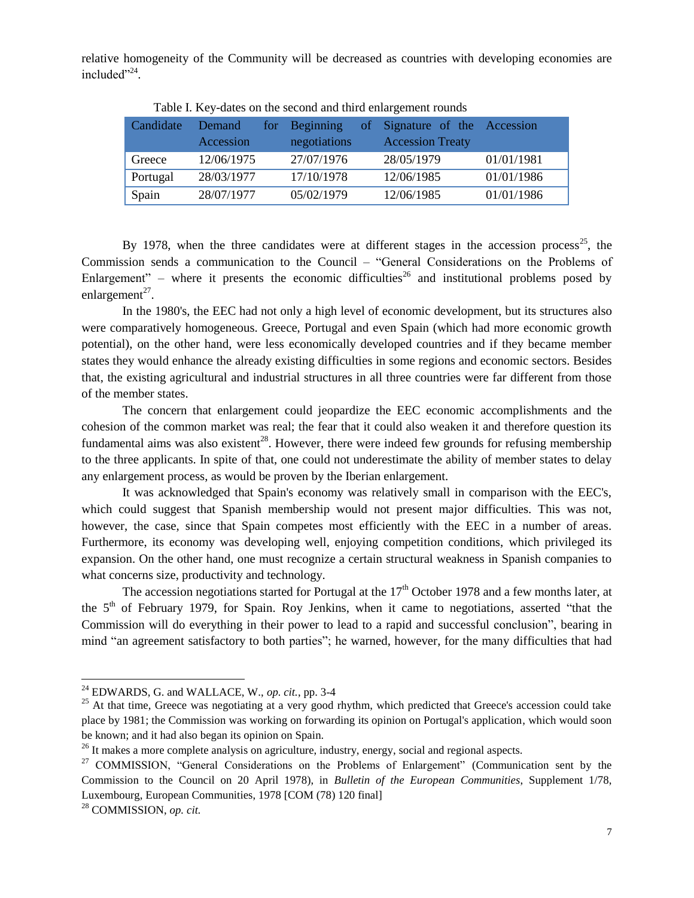relative homogeneity of the Community will be decreased as countries with developing economies are included"[24].

Table I. Key-dates on the second and third enlargement rounds

| Candidate | Demand for Accession | Beginning of negotiations | Signature of the Accession Treaty | Accession |
|---|---|---|---|---|
| Greece | 12/06/1975 | 27/07/1976 | 28/05/1979 | 01/01/1981 |
| Portugal | 28/03/1977 | 17/10/1978 | 12/06/1985 | 01/01/1986 |
| Spain | 28/07/1977 | 05/02/1979 | 12/06/1985 | 01/01/1986 |

By 1978, when the three candidates were at different stages in the accession process[25], the Commission sends a communication to the Council – "General Considerations on the Problems of Enlargement" – where it presents the economic difficulties[26] and institutional problems posed by enlargement[27].

In the 1980's, the EEC had not only a high level of economic development, but its structures also were comparatively homogeneous. Greece, Portugal and even Spain (which had more economic growth potential), on the other hand, were less economically developed countries and if they became member states they would enhance the already existing difficulties in some regions and economic sectors. Besides that, the existing agricultural and industrial structures in all three countries were far different from those of the member states.

The concern that enlargement could jeopardize the EEC economic accomplishments and the cohesion of the common market was real; the fear that it could also weaken it and therefore question its fundamental aims was also existent[28]. However, there were indeed few grounds for refusing membership to the three applicants. In spite of that, one could not underestimate the ability of member states to delay any enlargement process, as would be proven by the Iberian enlargement.

It was acknowledged that Spain's economy was relatively small in comparison with the EEC's, which could suggest that Spanish membership would not present major difficulties. This was not, however, the case, since that Spain competes most efficiently with the EEC in a number of areas. Furthermore, its economy was developing well, enjoying competition conditions, which privileged its expansion. On the other hand, one must recognize a certain structural weakness in Spanish companies to what concerns size, productivity and technology.

The accession negotiations started for Portugal at the 17th October 1978 and a few months later, at the 5th of February 1979, for Spain. Roy Jenkins, when it came to negotiations, asserted "that the Commission will do everything in their power to lead to a rapid and successful conclusion", bearing in mind "an agreement satisfactory to both parties"; he warned, however, for the many difficulties that had

---

[24] EDWARDS, G. and WALLACE, W., *op. cit.*, pp. 3-4

[25] At that time, Greece was negotiating at a very good rhythm, which predicted that Greece's accession could take place by 1981; the Commission was working on forwarding its opinion on Portugal's application, which would soon be known; and it had also began its opinion on Spain.

[26] It makes a more complete analysis on agriculture, industry, energy, social and regional aspects.

[27] COMMISSION, "General Considerations on the Problems of Enlargement" (Communication sent by the Commission to the Council on 20 April 1978), in *Bulletin of the European Communities*, Supplement 1/78, Luxembourg, European Communities, 1978 [COM (78) 120 final]

[28] COMMISSION, *op. cit.*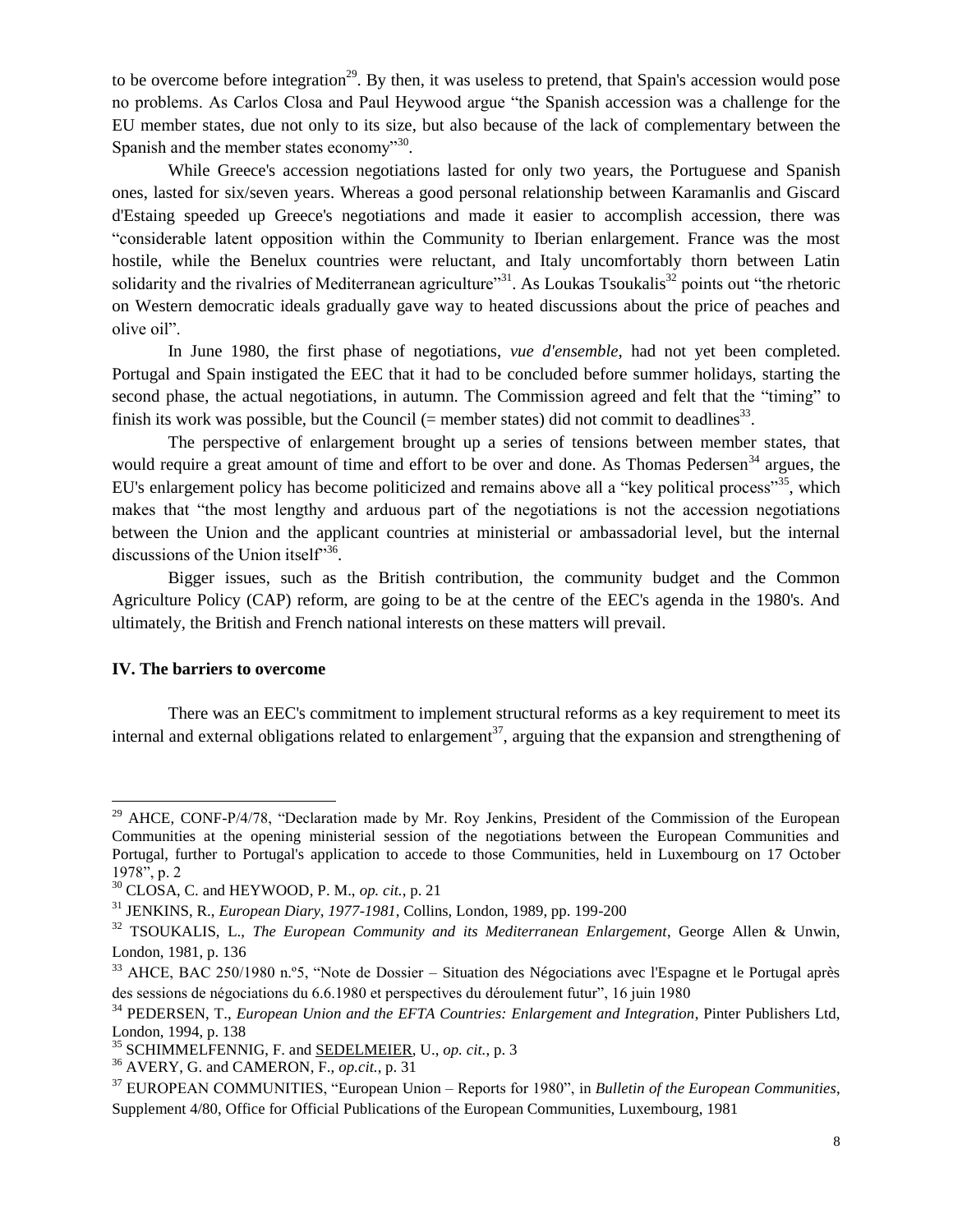to be overcome before integration[29]. By then, it was useless to pretend, that Spain's accession would pose no problems. As Carlos Closa and Paul Heywood argue "the Spanish accession was a challenge for the EU member states, due not only to its size, but also because of the lack of complementary between the Spanish and the member states economy"[30].

While Greece's accession negotiations lasted for only two years, the Portuguese and Spanish ones, lasted for six/seven years. Whereas a good personal relationship between Karamanlis and Giscard d'Estaing speeded up Greece's negotiations and made it easier to accomplish accession, there was "considerable latent opposition within the Community to Iberian enlargement. France was the most hostile, while the Benelux countries were reluctant, and Italy uncomfortably thorn between Latin solidarity and the rivalries of Mediterranean agriculture"[31]. As Loukas Tsoukalis[32] points out "the rhetoric on Western democratic ideals gradually gave way to heated discussions about the price of peaches and olive oil".

In June 1980, the first phase of negotiations, *vue d'ensemble*, had not yet been completed. Portugal and Spain instigated the EEC that it had to be concluded before summer holidays, starting the second phase, the actual negotiations, in autumn. The Commission agreed and felt that the "timing" to finish its work was possible, but the Council (= member states) did not commit to deadlines[33].

The perspective of enlargement brought up a series of tensions between member states, that would require a great amount of time and effort to be over and done. As Thomas Pedersen[34] argues, the EU's enlargement policy has become politicized and remains above all a "key political process"[35], which makes that "the most lengthy and arduous part of the negotiations is not the accession negotiations between the Union and the applicant countries at ministerial or ambassadorial level, but the internal discussions of the Union itself"[36].

Bigger issues, such as the British contribution, the community budget and the Common Agriculture Policy (CAP) reform, are going to be at the centre of the EEC's agenda in the 1980's. And ultimately, the British and French national interests on these matters will prevail.

### IV. The barriers to overcome

There was an EEC's commitment to implement structural reforms as a key requirement to meet its internal and external obligations related to enlargement[37], arguing that the expansion and strengthening of

---

[29] AHCE, CONF-P/4/78, "Declaration made by Mr. Roy Jenkins, President of the Commission of the European Communities at the opening ministerial session of the negotiations between the European Communities and Portugal, further to Portugal's application to accede to those Communities, held in Luxembourg on 17 October 1978", p. 2

[30] CLOSA, C. and HEYWOOD, P. M., *op. cit.*, p. 21

[31] JENKINS, R., *European Diary, 1977-1981*, Collins, London, 1989, pp. 199-200

[32] TSOUKALIS, L., *The European Community and its Mediterranean Enlargement*, George Allen & Unwin, London, 1981, p. 136

[33] AHCE, BAC 250/1980 n.º5, "Note de Dossier – Situation des Négociations avec l'Espagne et le Portugal après des sessions de négociations du 6.6.1980 et perspectives du déroulement futur", 16 juin 1980

[34] PEDERSEN, T., *European Union and the EFTA Countries: Enlargement and Integration*, Pinter Publishers Ltd, London, 1994, p. 138

[35] SCHIMMELFENNIG, F. and SEDELMEIER, U., *op. cit.*, p. 3

[36] AVERY, G. and CAMERON, F., *op.cit.*, p. 31

[37] EUROPEAN COMMUNITIES, "European Union – Reports for 1980", in *Bulletin of the European Communities*, Supplement 4/80, Office for Official Publications of the European Communities, Luxembourg, 1981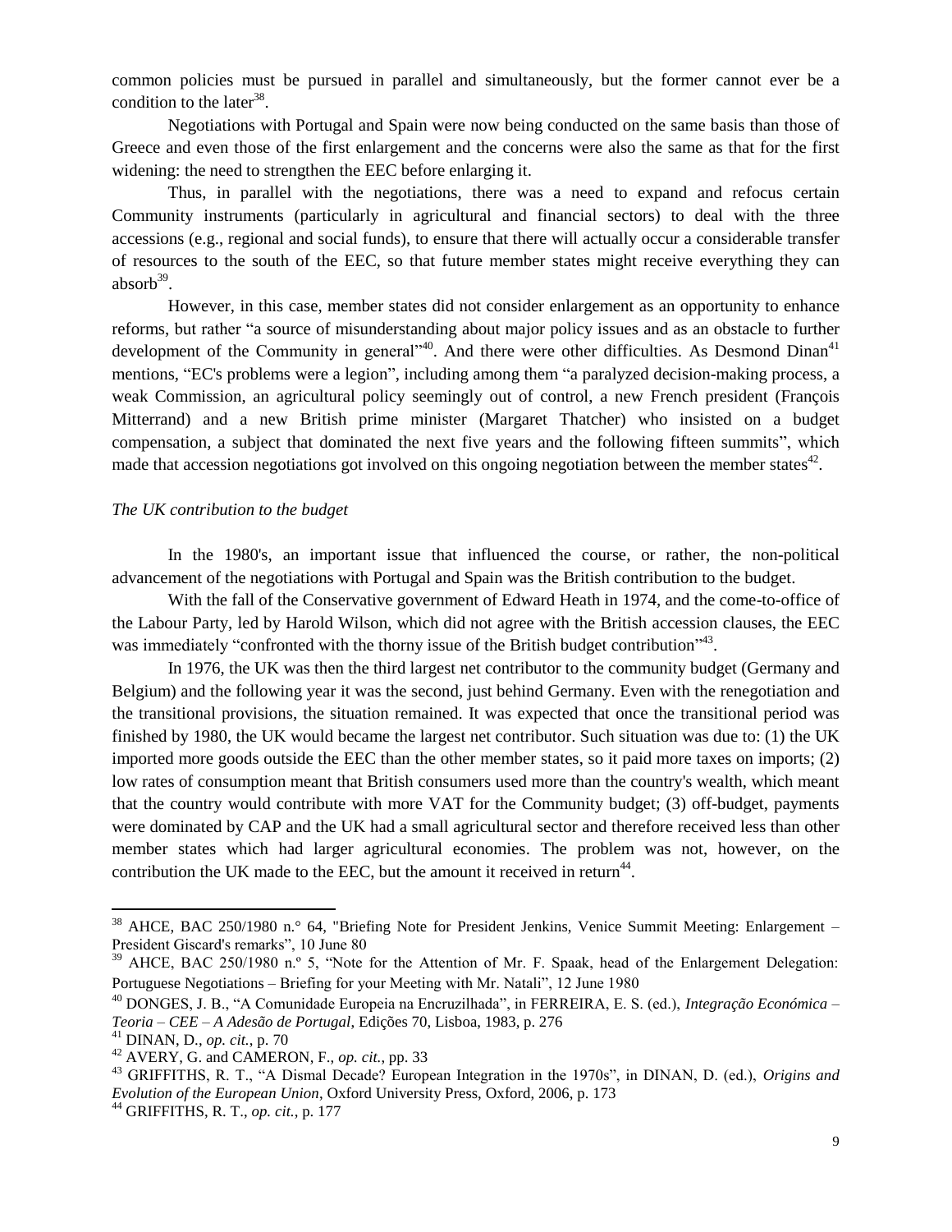common policies must be pursued in parallel and simultaneously, but the former cannot ever be a condition to the later[38].

Negotiations with Portugal and Spain were now being conducted on the same basis than those of Greece and even those of the first enlargement and the concerns were also the same as that for the first widening: the need to strengthen the EEC before enlarging it.

Thus, in parallel with the negotiations, there was a need to expand and refocus certain Community instruments (particularly in agricultural and financial sectors) to deal with the three accessions (e.g., regional and social funds), to ensure that there will actually occur a considerable transfer of resources to the south of the EEC, so that future member states might receive everything they can absorb[39].

However, in this case, member states did not consider enlargement as an opportunity to enhance reforms, but rather "a source of misunderstanding about major policy issues and as an obstacle to further development of the Community in general"[40]. And there were other difficulties. As Desmond Dinan[41] mentions, "EC's problems were a legion", including among them "a paralyzed decision-making process, a weak Commission, an agricultural policy seemingly out of control, a new French president (François Mitterrand) and a new British prime minister (Margaret Thatcher) who insisted on a budget compensation, a subject that dominated the next five years and the following fifteen summits", which made that accession negotiations got involved on this ongoing negotiation between the member states[42].

*The UK contribution to the budget*

In the 1980's, an important issue that influenced the course, or rather, the non-political advancement of the negotiations with Portugal and Spain was the British contribution to the budget.

With the fall of the Conservative government of Edward Heath in 1974, and the come-to-office of the Labour Party, led by Harold Wilson, which did not agree with the British accession clauses, the EEC was immediately "confronted with the thorny issue of the British budget contribution"[43].

In 1976, the UK was then the third largest net contributor to the community budget (Germany and Belgium) and the following year it was the second, just behind Germany. Even with the renegotiation and the transitional provisions, the situation remained. It was expected that once the transitional period was finished by 1980, the UK would became the largest net contributor. Such situation was due to: (1) the UK imported more goods outside the EEC than the other member states, so it paid more taxes on imports; (2) low rates of consumption meant that British consumers used more than the country's wealth, which meant that the country would contribute with more VAT for the Community budget; (3) off-budget, payments were dominated by CAP and the UK had a small agricultural sector and therefore received less than other member states which had larger agricultural economies. The problem was not, however, on the contribution the UK made to the EEC, but the amount it received in return[44].

---

[38] AHCE, BAC 250/1980 n.° 64, "Briefing Note for President Jenkins, Venice Summit Meeting: Enlargement – President Giscard's remarks", 10 June 80

[39] AHCE, BAC 250/1980 n.º 5, "Note for the Attention of Mr. F. Spaak, head of the Enlargement Delegation: Portuguese Negotiations – Briefing for your Meeting with Mr. Natali", 12 June 1980

[40] DONGES, J. B., "A Comunidade Europeia na Encruzilhada", in FERREIRA, E. S. (ed.), *Integração Económica – Teoria – CEE – A Adesão de Portugal*, Edições 70, Lisboa, 1983, p. 276

[41] DINAN, D., *op. cit.*, p. 70

[42] AVERY, G. and CAMERON, F., *op. cit.*, pp. 33

[43] GRIFFITHS, R. T., "A Dismal Decade? European Integration in the 1970s", in DINAN, D. (ed.), *Origins and Evolution of the European Union*, Oxford University Press, Oxford, 2006, p. 173

[44] GRIFFITHS, R. T., *op. cit.*, p. 177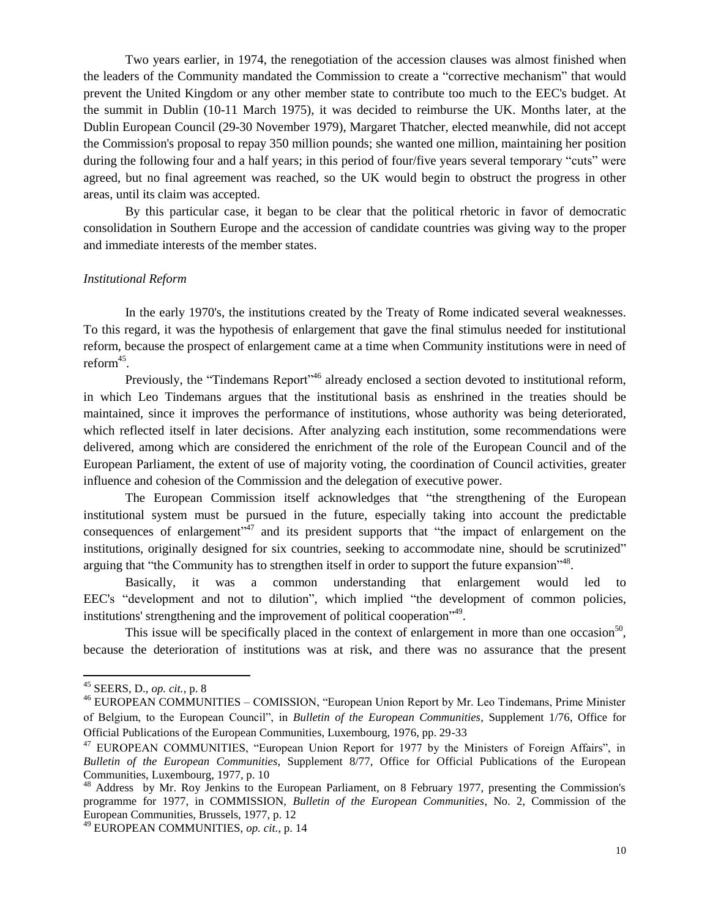Two years earlier, in 1974, the renegotiation of the accession clauses was almost finished when the leaders of the Community mandated the Commission to create a "corrective mechanism" that would prevent the United Kingdom or any other member state to contribute too much to the EEC's budget. At the summit in Dublin (10-11 March 1975), it was decided to reimburse the UK. Months later, at the Dublin European Council (29-30 November 1979), Margaret Thatcher, elected meanwhile, did not accept the Commission's proposal to repay 350 million pounds; she wanted one million, maintaining her position during the following four and a half years; in this period of four/five years several temporary "cuts" were agreed, but no final agreement was reached, so the UK would begin to obstruct the progress in other areas, until its claim was accepted.

By this particular case, it began to be clear that the political rhetoric in favor of democratic consolidation in Southern Europe and the accession of candidate countries was giving way to the proper and immediate interests of the member states.

*Institutional Reform*

In the early 1970's, the institutions created by the Treaty of Rome indicated several weaknesses. To this regard, it was the hypothesis of enlargement that gave the final stimulus needed for institutional reform, because the prospect of enlargement came at a time when Community institutions were in need of reform[45].

Previously, the "Tindemans Report"[46] already enclosed a section devoted to institutional reform, in which Leo Tindemans argues that the institutional basis as enshrined in the treaties should be maintained, since it improves the performance of institutions, whose authority was being deteriorated, which reflected itself in later decisions. After analyzing each institution, some recommendations were delivered, among which are considered the enrichment of the role of the European Council and of the European Parliament, the extent of use of majority voting, the coordination of Council activities, greater influence and cohesion of the Commission and the delegation of executive power.

The European Commission itself acknowledges that "the strengthening of the European institutional system must be pursued in the future, especially taking into account the predictable consequences of enlargement"[47] and its president supports that "the impact of enlargement on the institutions, originally designed for six countries, seeking to accommodate nine, should be scrutinized" arguing that "the Community has to strengthen itself in order to support the future expansion"[48].

Basically, it was a common understanding that enlargement would led to EEC's "development and not to dilution", which implied "the development of common policies, institutions' strengthening and the improvement of political cooperation"[49].

This issue will be specifically placed in the context of enlargement in more than one occasion[50], because the deterioration of institutions was at risk, and there was no assurance that the present

---

[45] SEERS, D., *op. cit.*, p. 8

[46] EUROPEAN COMMUNITIES – COMISSION, "European Union Report by Mr. Leo Tindemans, Prime Minister of Belgium, to the European Council", in *Bulletin of the European Communities*, Supplement 1/76, Office for Official Publications of the European Communities, Luxembourg, 1976, pp. 29-33

[47] EUROPEAN COMMUNITIES, "European Union Report for 1977 by the Ministers of Foreign Affairs", in *Bulletin of the European Communities*, Supplement 8/77, Office for Official Publications of the European Communities, Luxembourg, 1977, p. 10

[48] Address by Mr. Roy Jenkins to the European Parliament, on 8 February 1977, presenting the Commission's programme for 1977, in COMMISSION, *Bulletin of the European Communities*, No. 2, Commission of the European Communities, Brussels, 1977, p. 12

[49] EUROPEAN COMMUNITIES, *op. cit.*, p. 14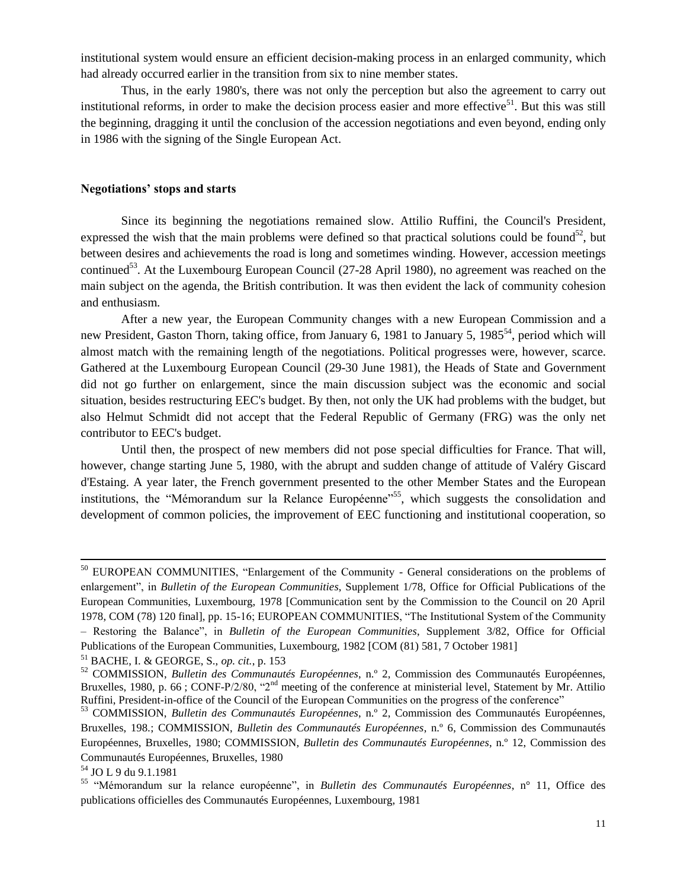institutional system would ensure an efficient decision-making process in an enlarged community, which had already occurred earlier in the transition from six to nine member states.

Thus, in the early 1980's, there was not only the perception but also the agreement to carry out institutional reforms, in order to make the decision process easier and more effective[51]. But this was still the beginning, dragging it until the conclusion of the accession negotiations and even beyond, ending only in 1986 with the signing of the Single European Act.

**Negotiations' stops and starts**

Since its beginning the negotiations remained slow. Attilio Ruffini, the Council's President, expressed the wish that the main problems were defined so that practical solutions could be found[52], but between desires and achievements the road is long and sometimes winding. However, accession meetings continued[53]. At the Luxembourg European Council (27-28 April 1980), no agreement was reached on the main subject on the agenda, the British contribution. It was then evident the lack of community cohesion and enthusiasm.

After a new year, the European Community changes with a new European Commission and a new President, Gaston Thorn, taking office, from January 6, 1981 to January 5, 1985[54], period which will almost match with the remaining length of the negotiations. Political progresses were, however, scarce. Gathered at the Luxembourg European Council (29-30 June 1981), the Heads of State and Government did not go further on enlargement, since the main discussion subject was the economic and social situation, besides restructuring EEC's budget. By then, not only the UK had problems with the budget, but also Helmut Schmidt did not accept that the Federal Republic of Germany (FRG) was the only net contributor to EEC's budget.

Until then, the prospect of new members did not pose special difficulties for France. That will, however, change starting June 5, 1980, with the abrupt and sudden change of attitude of Valéry Giscard d'Estaing. A year later, the French government presented to the other Member States and the European institutions, the "Mémorandum sur la Relance Européenne"[55], which suggests the consolidation and development of common policies, the improvement of EEC functioning and institutional cooperation, so

---

[50] EUROPEAN COMMUNITIES, "Enlargement of the Community - General considerations on the problems of enlargement", in *Bulletin of the European Communities*, Supplement 1/78, Office for Official Publications of the European Communities, Luxembourg, 1978 [Communication sent by the Commission to the Council on 20 April 1978, COM (78) 120 final], pp. 15-16; EUROPEAN COMMUNITIES, "The Institutional System of the Community – Restoring the Balance", in *Bulletin of the European Communities*, Supplement 3/82, Office for Official Publications of the European Communities, Luxembourg, 1982 [COM (81) 581, 7 October 1981]

[51] BACHE, I. & GEORGE, S., *op. cit.*, p. 153

[52] COMMISSION, *Bulletin des Communautés Européennes*, n.º 2, Commission des Communautés Européennes, Bruxelles, 1980, p. 66 ; CONF-P/2/80, "2nd meeting of the conference at ministerial level, Statement by Mr. Attilio Ruffini, President-in-office of the Council of the European Communities on the progress of the conference"

[53] COMMISSION, *Bulletin des Communautés Européennes*, n.º 2, Commission des Communautés Européennes, Bruxelles, 198.; COMMISSION, *Bulletin des Communautés Européennes*, n.º 6, Commission des Communautés Européennes, Bruxelles, 1980; COMMISSION, *Bulletin des Communautés Européennes*, n.º 12, Commission des Communautés Européennes, Bruxelles, 1980

[54] JO L 9 du 9.1.1981

[55] "Mémorandum sur la relance européenne", in *Bulletin des Communautés Européennes*, n° 11, Office des publications officielles des Communautés Européennes, Luxembourg, 1981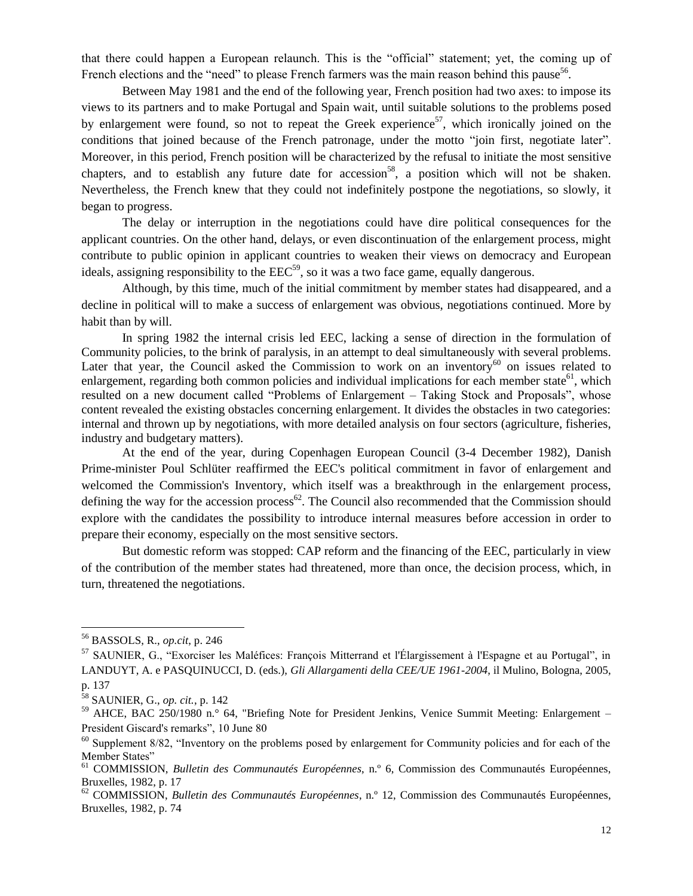that there could happen a European relaunch. This is the "official" statement; yet, the coming up of French elections and the "need" to please French farmers was the main reason behind this pause[56].

Between May 1981 and the end of the following year, French position had two axes: to impose its views to its partners and to make Portugal and Spain wait, until suitable solutions to the problems posed by enlargement were found, so not to repeat the Greek experience[57], which ironically joined on the conditions that joined because of the French patronage, under the motto "join first, negotiate later". Moreover, in this period, French position will be characterized by the refusal to initiate the most sensitive chapters, and to establish any future date for accession[58], a position which will not be shaken. Nevertheless, the French knew that they could not indefinitely postpone the negotiations, so slowly, it began to progress.

The delay or interruption in the negotiations could have dire political consequences for the applicant countries. On the other hand, delays, or even discontinuation of the enlargement process, might contribute to public opinion in applicant countries to weaken their views on democracy and European ideals, assigning responsibility to the EEC[59], so it was a two face game, equally dangerous.

Although, by this time, much of the initial commitment by member states had disappeared, and a decline in political will to make a success of enlargement was obvious, negotiations continued. More by habit than by will.

In spring 1982 the internal crisis led EEC, lacking a sense of direction in the formulation of Community policies, to the brink of paralysis, in an attempt to deal simultaneously with several problems. Later that year, the Council asked the Commission to work on an inventory[60] on issues related to enlargement, regarding both common policies and individual implications for each member state[61], which resulted on a new document called "Problems of Enlargement – Taking Stock and Proposals", whose content revealed the existing obstacles concerning enlargement. It divides the obstacles in two categories: internal and thrown up by negotiations, with more detailed analysis on four sectors (agriculture, fisheries, industry and budgetary matters).

At the end of the year, during Copenhagen European Council (3-4 December 1982), Danish Prime-minister Poul Schlüter reaffirmed the EEC's political commitment in favor of enlargement and welcomed the Commission's Inventory, which itself was a breakthrough in the enlargement process, defining the way for the accession process[62]. The Council also recommended that the Commission should explore with the candidates the possibility to introduce internal measures before accession in order to prepare their economy, especially on the most sensitive sectors.

But domestic reform was stopped: CAP reform and the financing of the EEC, particularly in view of the contribution of the member states had threatened, more than once, the decision process, which, in turn, threatened the negotiations.

---

[56] BASSOLS, R., *op.cit*, p. 246

[57] SAUNIER, G., "Exorciser les Maléfices: François Mitterrand et l'Élargissement à l'Espagne et au Portugal", in LANDUYT, A. e PASQUINUCCI, D. (eds.), *Gli Allargamenti della CEE/UE 1961-2004*, il Mulino, Bologna, 2005, p. 137

[58] SAUNIER, G., *op. cit.*, p. 142

[59] AHCE, BAC 250/1980 n.° 64, "Briefing Note for President Jenkins, Venice Summit Meeting: Enlargement – President Giscard's remarks", 10 June 80

[60] Supplement 8/82, "Inventory on the problems posed by enlargement for Community policies and for each of the Member States"

[61] COMMISSION, *Bulletin des Communautés Européennes*, n.º 6, Commission des Communautés Européennes, Bruxelles, 1982, p. 17

[62] COMMISSION, *Bulletin des Communautés Européennes*, n.º 12, Commission des Communautés Européennes, Bruxelles, 1982, p. 74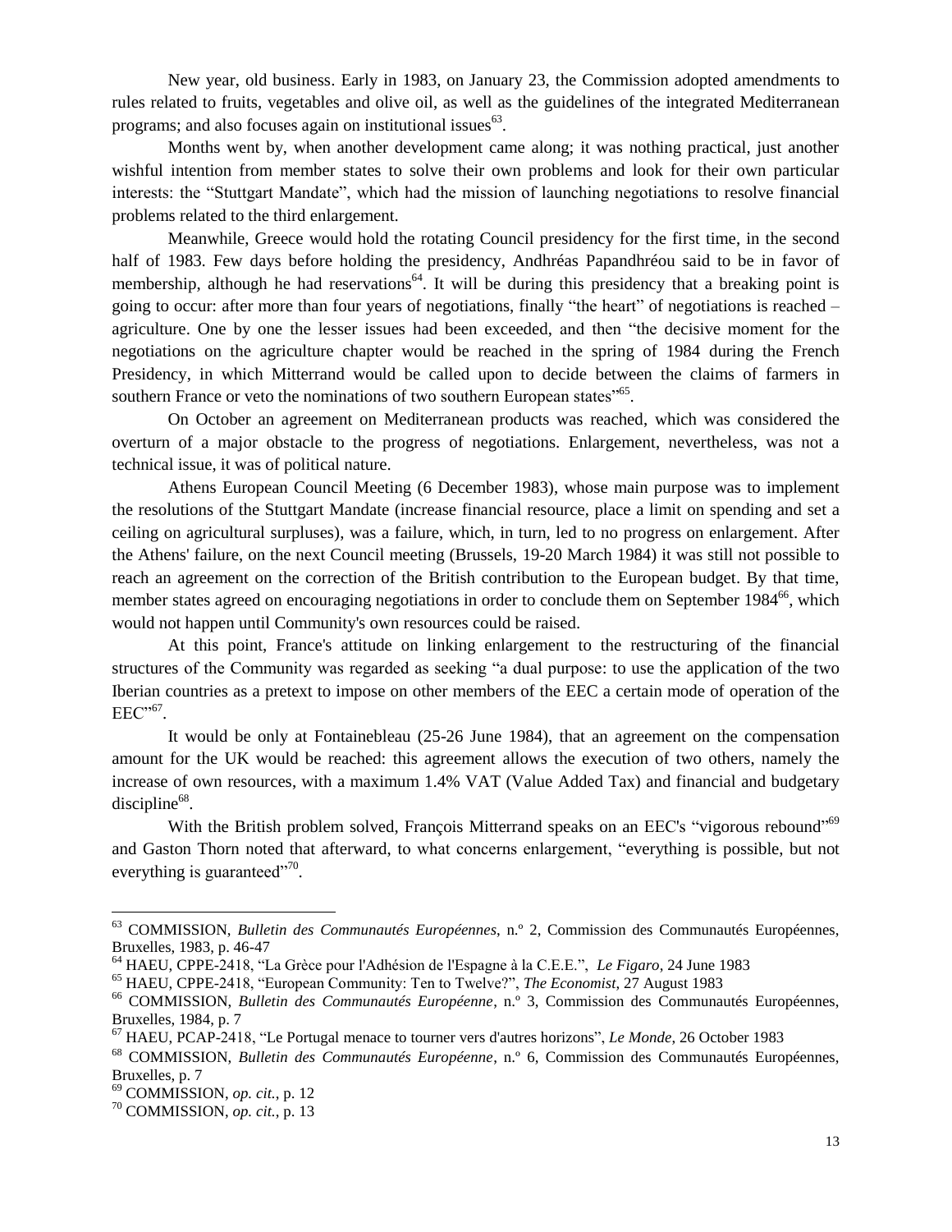New year, old business. Early in 1983, on January 23, the Commission adopted amendments to rules related to fruits, vegetables and olive oil, as well as the guidelines of the integrated Mediterranean programs; and also focuses again on institutional issues[63].

Months went by, when another development came along; it was nothing practical, just another wishful intention from member states to solve their own problems and look for their own particular interests: the "Stuttgart Mandate", which had the mission of launching negotiations to resolve financial problems related to the third enlargement.

Meanwhile, Greece would hold the rotating Council presidency for the first time, in the second half of 1983. Few days before holding the presidency, Andhréas Papandhréou said to be in favor of membership, although he had reservations[64]. It will be during this presidency that a breaking point is going to occur: after more than four years of negotiations, finally "the heart" of negotiations is reached – agriculture. One by one the lesser issues had been exceeded, and then "the decisive moment for the negotiations on the agriculture chapter would be reached in the spring of 1984 during the French Presidency, in which Mitterrand would be called upon to decide between the claims of farmers in southern France or veto the nominations of two southern European states"[65].

On October an agreement on Mediterranean products was reached, which was considered the overturn of a major obstacle to the progress of negotiations. Enlargement, nevertheless, was not a technical issue, it was of political nature.

Athens European Council Meeting (6 December 1983), whose main purpose was to implement the resolutions of the Stuttgart Mandate (increase financial resource, place a limit on spending and set a ceiling on agricultural surpluses), was a failure, which, in turn, led to no progress on enlargement. After the Athens' failure, on the next Council meeting (Brussels, 19-20 March 1984) it was still not possible to reach an agreement on the correction of the British contribution to the European budget. By that time, member states agreed on encouraging negotiations in order to conclude them on September 1984[66], which would not happen until Community's own resources could be raised.

At this point, France's attitude on linking enlargement to the restructuring of the financial structures of the Community was regarded as seeking "a dual purpose: to use the application of the two Iberian countries as a pretext to impose on other members of the EEC a certain mode of operation of the EEC"[67].

It would be only at Fontainebleau (25-26 June 1984), that an agreement on the compensation amount for the UK would be reached: this agreement allows the execution of two others, namely the increase of own resources, with a maximum 1.4% VAT (Value Added Tax) and financial and budgetary discipline[68].

With the British problem solved, François Mitterrand speaks on an EEC's "vigorous rebound"[69] and Gaston Thorn noted that afterward, to what concerns enlargement, "everything is possible, but not everything is guaranteed"[70].

---

[63] COMMISSION, *Bulletin des Communautés Européennes*, n.º 2, Commission des Communautés Européennes, Bruxelles, 1983, p. 46-47

[64] HAEU, CPPE-2418, "La Grèce pour l'Adhésion de l'Espagne à la C.E.E.", *Le Figaro*, 24 June 1983

[65] HAEU, CPPE-2418, "European Community: Ten to Twelve?", *The Economist*, 27 August 1983

[66] COMMISSION, *Bulletin des Communautés Européenne*, n.º 3, Commission des Communautés Européennes, Bruxelles, 1984, p. 7

[67] HAEU, PCAP-2418, "Le Portugal menace to tourner vers d'autres horizons", *Le Monde*, 26 October 1983

[68] COMMISSION, *Bulletin des Communautés Européenne*, n.º 6, Commission des Communautés Européennes, Bruxelles, p. 7

[69] COMMISSION, *op. cit.*, p. 12

[70] COMMISSION, *op. cit.*, p. 13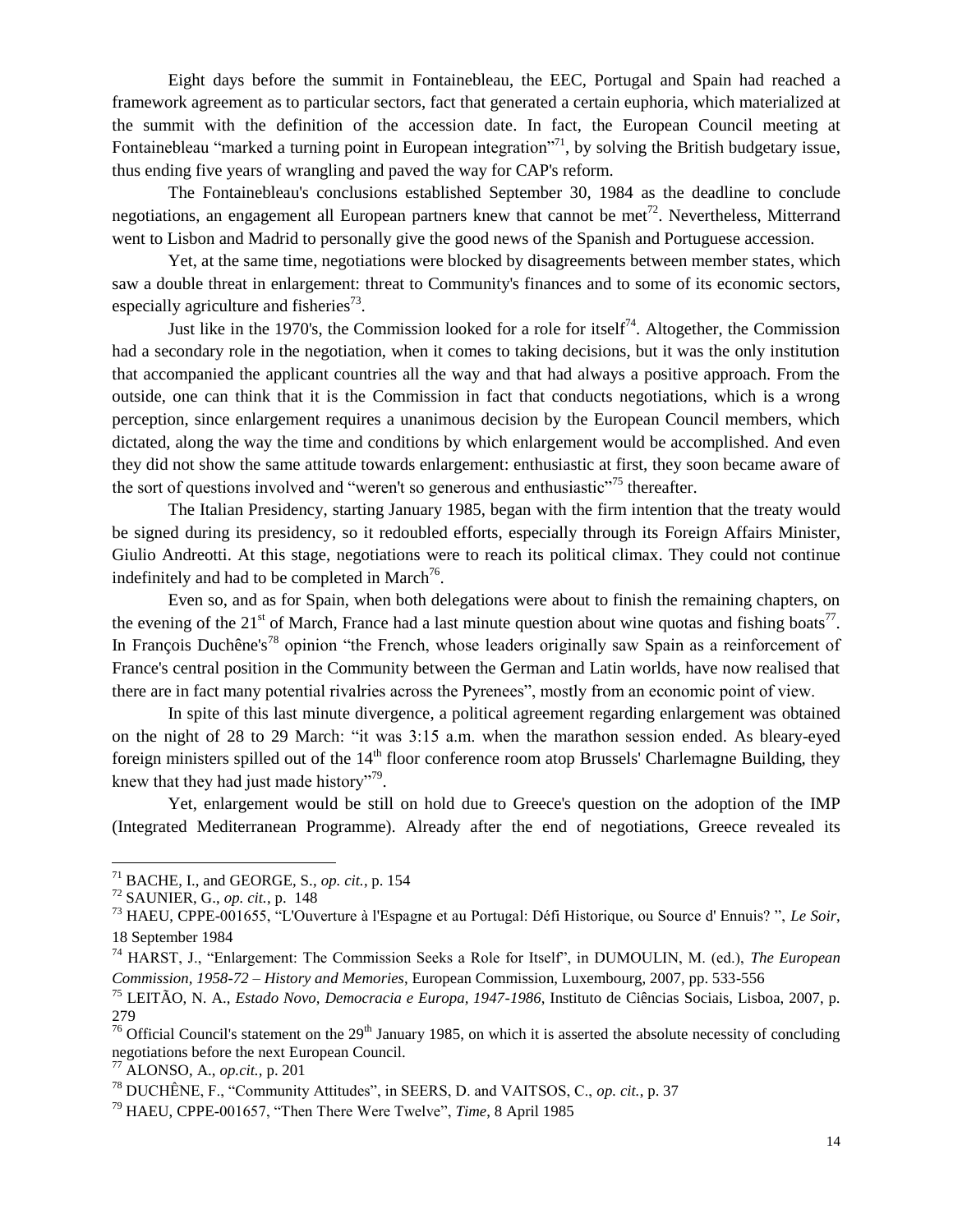Eight days before the summit in Fontainebleau, the EEC, Portugal and Spain had reached a framework agreement as to particular sectors, fact that generated a certain euphoria, which materialized at the summit with the definition of the accession date. In fact, the European Council meeting at Fontainebleau "marked a turning point in European integration"[71], by solving the British budgetary issue, thus ending five years of wrangling and paved the way for CAP's reform.

The Fontainebleau's conclusions established September 30, 1984 as the deadline to conclude negotiations, an engagement all European partners knew that cannot be met[72]. Nevertheless, Mitterrand went to Lisbon and Madrid to personally give the good news of the Spanish and Portuguese accession.

Yet, at the same time, negotiations were blocked by disagreements between member states, which saw a double threat in enlargement: threat to Community's finances and to some of its economic sectors, especially agriculture and fisheries[73].

Just like in the 1970's, the Commission looked for a role for itself[74]. Altogether, the Commission had a secondary role in the negotiation, when it comes to taking decisions, but it was the only institution that accompanied the applicant countries all the way and that had always a positive approach. From the outside, one can think that it is the Commission in fact that conducts negotiations, which is a wrong perception, since enlargement requires a unanimous decision by the European Council members, which dictated, along the way the time and conditions by which enlargement would be accomplished. And even they did not show the same attitude towards enlargement: enthusiastic at first, they soon became aware of the sort of questions involved and "weren't so generous and enthusiastic"[75] thereafter.

The Italian Presidency, starting January 1985, began with the firm intention that the treaty would be signed during its presidency, so it redoubled efforts, especially through its Foreign Affairs Minister, Giulio Andreotti. At this stage, negotiations were to reach its political climax. They could not continue indefinitely and had to be completed in March[76].

Even so, and as for Spain, when both delegations were about to finish the remaining chapters, on the evening of the 21st of March, France had a last minute question about wine quotas and fishing boats[77]. In François Duchêne's[78] opinion "the French, whose leaders originally saw Spain as a reinforcement of France's central position in the Community between the German and Latin worlds, have now realised that there are in fact many potential rivalries across the Pyrenees", mostly from an economic point of view.

In spite of this last minute divergence, a political agreement regarding enlargement was obtained on the night of 28 to 29 March: "it was 3:15 a.m. when the marathon session ended. As bleary-eyed foreign ministers spilled out of the 14th floor conference room atop Brussels' Charlemagne Building, they knew that they had just made history"[79].

Yet, enlargement would be still on hold due to Greece's question on the adoption of the IMP (Integrated Mediterranean Programme). Already after the end of negotiations, Greece revealed its

---

[71] BACHE, I., and GEORGE, S., *op. cit.*, p. 154

[72] SAUNIER, G., *op. cit.*, p. 148

[73] HAEU, CPPE-001655, "L'Ouverture à l'Espagne et au Portugal: Défi Historique, ou Source d' Ennuis? ", *Le Soir*, 18 September 1984

[74] HARST, J., "Enlargement: The Commission Seeks a Role for Itself", in DUMOULIN, M. (ed.), *The European Commission, 1958-72 – History and Memories*, European Commission, Luxembourg, 2007, pp. 533-556

[75] LEITÃO, N. A., *Estado Novo, Democracia e Europa, 1947-1986*, Instituto de Ciências Sociais, Lisboa, 2007, p. 279

[76] Official Council's statement on the 29th January 1985, on which it is asserted the absolute necessity of concluding negotiations before the next European Council.

[77] ALONSO, A., *op.cit.*, p. 201

[78] DUCHÊNE, F., "Community Attitudes", in SEERS, D. and VAITSOS, C., *op. cit.*, p. 37

[79] HAEU, CPPE-001657, "Then There Were Twelve", *Time*, 8 April 1985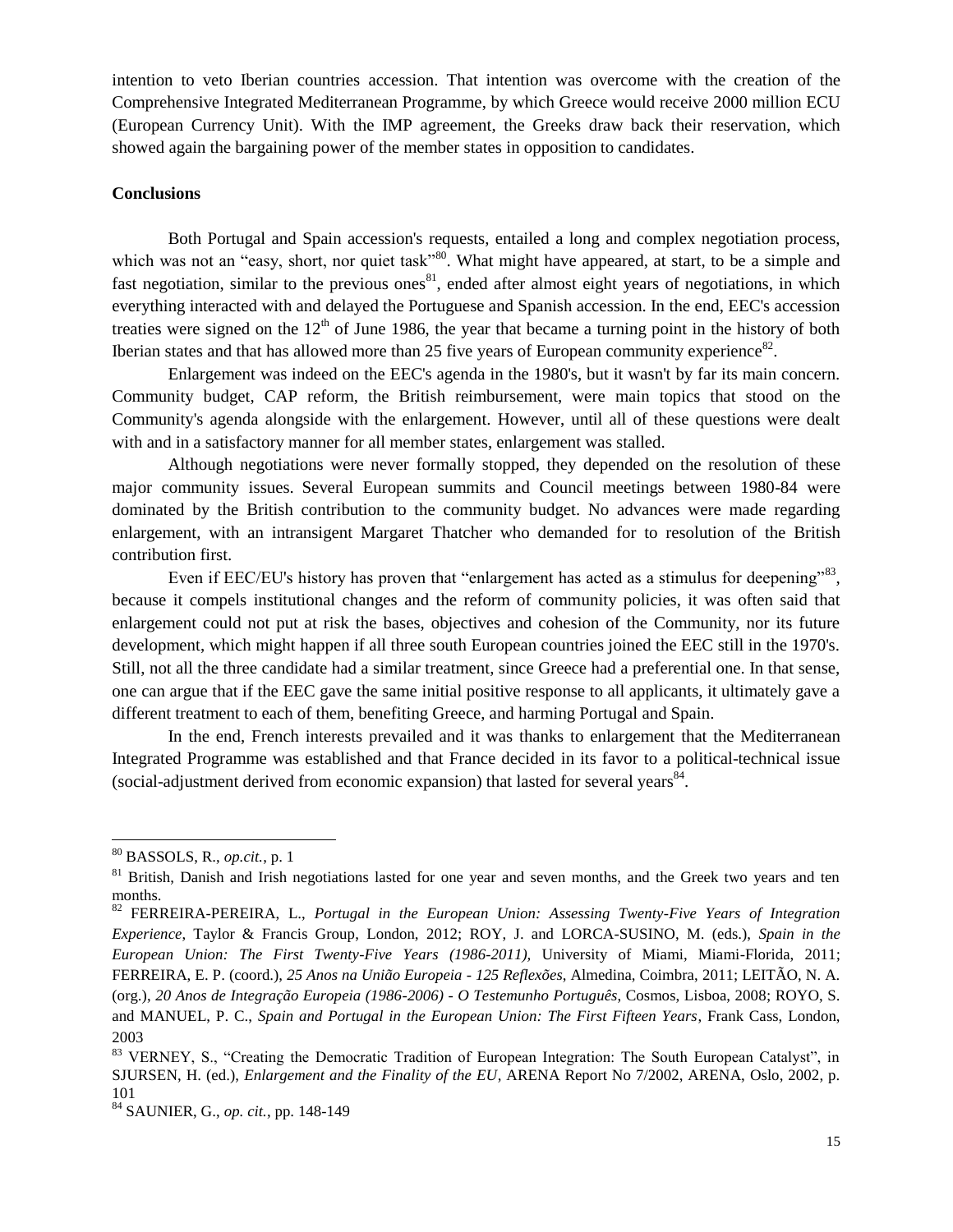intention to veto Iberian countries accession. That intention was overcome with the creation of the Comprehensive Integrated Mediterranean Programme, by which Greece would receive 2000 million ECU (European Currency Unit). With the IMP agreement, the Greeks draw back their reservation, which showed again the bargaining power of the member states in opposition to candidates.

**Conclusions**

Both Portugal and Spain accession's requests, entailed a long and complex negotiation process, which was not an "easy, short, nor quiet task"[80]. What might have appeared, at start, to be a simple and fast negotiation, similar to the previous ones[81], ended after almost eight years of negotiations, in which everything interacted with and delayed the Portuguese and Spanish accession. In the end, EEC's accession treaties were signed on the 12th of June 1986, the year that became a turning point in the history of both Iberian states and that has allowed more than 25 five years of European community experience[82].

Enlargement was indeed on the EEC's agenda in the 1980's, but it wasn't by far its main concern. Community budget, CAP reform, the British reimbursement, were main topics that stood on the Community's agenda alongside with the enlargement. However, until all of these questions were dealt with and in a satisfactory manner for all member states, enlargement was stalled.

Although negotiations were never formally stopped, they depended on the resolution of these major community issues. Several European summits and Council meetings between 1980-84 were dominated by the British contribution to the community budget. No advances were made regarding enlargement, with an intransigent Margaret Thatcher who demanded for to resolution of the British contribution first.

Even if EEC/EU's history has proven that "enlargement has acted as a stimulus for deepening"[83], because it compels institutional changes and the reform of community policies, it was often said that enlargement could not put at risk the bases, objectives and cohesion of the Community, nor its future development, which might happen if all three south European countries joined the EEC still in the 1970's. Still, not all the three candidate had a similar treatment, since Greece had a preferential one. In that sense, one can argue that if the EEC gave the same initial positive response to all applicants, it ultimately gave a different treatment to each of them, benefiting Greece, and harming Portugal and Spain.

In the end, French interests prevailed and it was thanks to enlargement that the Mediterranean Integrated Programme was established and that France decided in its favor to a political-technical issue (social-adjustment derived from economic expansion) that lasted for several years[84].

---

[80] BASSOLS, R., *op.cit.*, p. 1

[81] British, Danish and Irish negotiations lasted for one year and seven months, and the Greek two years and ten months.

[82] FERREIRA-PEREIRA, L., *Portugal in the European Union: Assessing Twenty-Five Years of Integration Experience*, Taylor & Francis Group, London, 2012; ROY, J. and LORCA-SUSINO, M. (eds.), *Spain in the European Union: The First Twenty-Five Years (1986-2011),* University of Miami, Miami-Florida, 2011; FERREIRA, E. P. (coord.), *25 Anos na União Europeia - 125 Reflexões*, Almedina, Coimbra, 2011; LEITÃO, N. A. (org.), *20 Anos de Integração Europeia (1986-2006) - O Testemunho Português*, Cosmos, Lisboa, 2008; ROYO, S. and MANUEL, P. C., *Spain and Portugal in the European Union: The First Fifteen Years*, Frank Cass, London, 2003

[83] VERNEY, S., "Creating the Democratic Tradition of European Integration: The South European Catalyst", in SJURSEN, H. (ed.), *Enlargement and the Finality of the EU,* ARENA Report No 7/2002, ARENA, Oslo, 2002, p. 101

[84] SAUNIER, G., *op. cit.*, pp. 148-149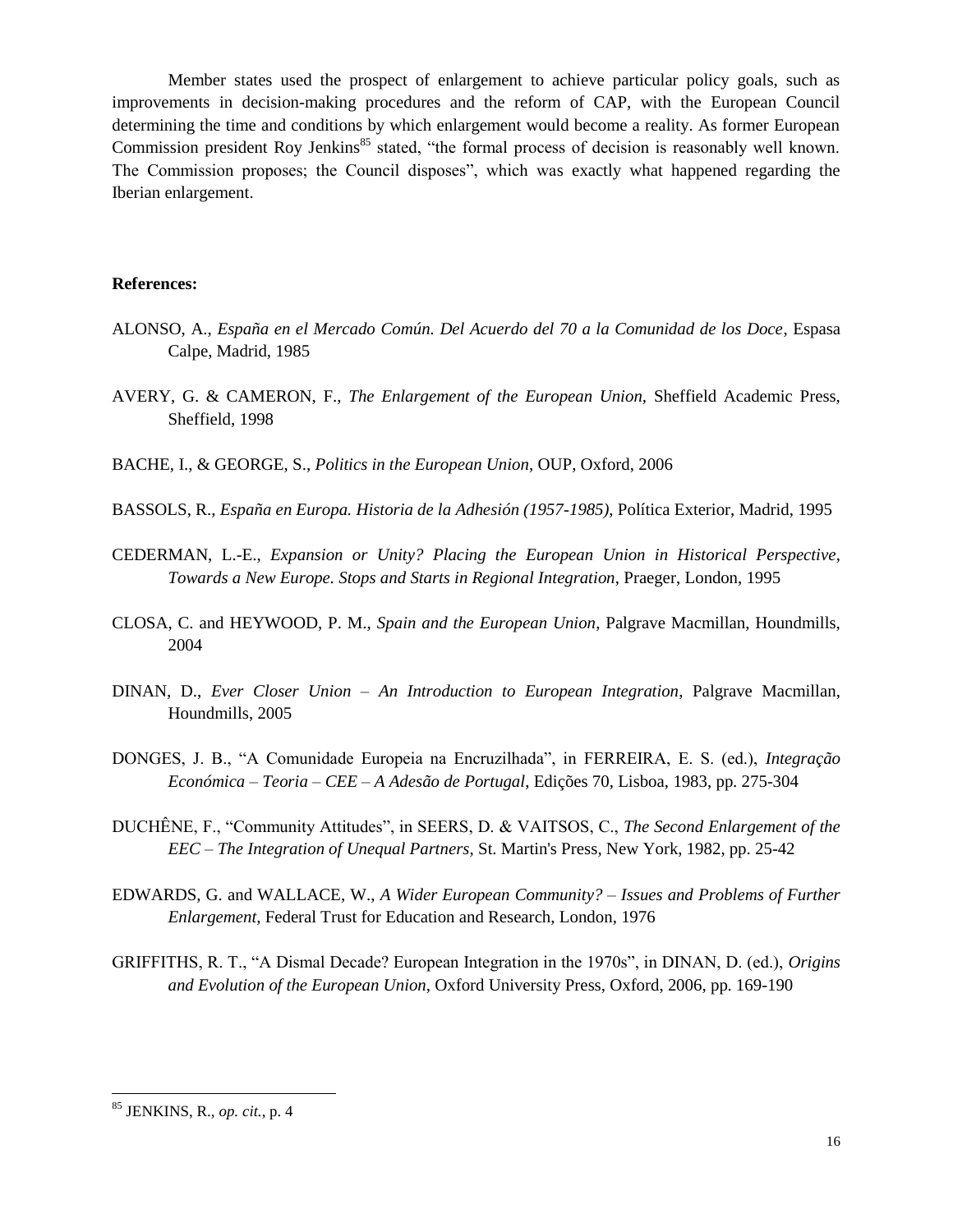Member states used the prospect of enlargement to achieve particular policy goals, such as improvements in decision-making procedures and the reform of CAP, with the European Council determining the time and conditions by which enlargement would become a reality. As former European Commission president Roy Jenkins[85] stated, "the formal process of decision is reasonably well known. The Commission proposes; the Council disposes", which was exactly what happened regarding the Iberian enlargement.

**References:**

ALONSO, A., *España en el Mercado Común. Del Acuerdo del 70 a la Comunidad de los Doce*, Espasa Calpe, Madrid, 1985

AVERY, G. & CAMERON, F., *The Enlargement of the European Union*, Sheffield Academic Press, Sheffield, 1998

BACHE, I., & GEORGE, S., *Politics in the European Union*, OUP, Oxford, 2006

BASSOLS, R., *España en Europa. Historia de la Adhesión (1957-1985)*, Política Exterior, Madrid, 1995

CEDERMAN, L.-E., *Expansion or Unity? Placing the European Union in Historical Perspective*, *Towards a New Europe. Stops and Starts in Regional Integration*, Praeger, London, 1995

CLOSA, C. and HEYWOOD, P. M., *Spain and the European Union*, Palgrave Macmillan, Houndmills, 2004

DINAN, D., *Ever Closer Union – An Introduction to European Integration*, Palgrave Macmillan, Houndmills, 2005

DONGES, J. B., "A Comunidade Europeia na Encruzilhada", in FERREIRA, E. S. (ed.), *Integração Económica – Teoria – CEE – A Adesão de Portugal*, Edições 70, Lisboa, 1983, pp. 275-304

DUCHÊNE, F., "Community Attitudes", in SEERS, D. & VAITSOS, C., *The Second Enlargement of the EEC – The Integration of Unequal Partners*, St. Martin's Press, New York, 1982, pp. 25-42

EDWARDS, G. and WALLACE, W., *A Wider European Community? – Issues and Problems of Further Enlargement*, Federal Trust for Education and Research, London, 1976

GRIFFITHS, R. T., "A Dismal Decade? European Integration in the 1970s", in DINAN, D. (ed.), *Origins and Evolution of the European Union*, Oxford University Press, Oxford, 2006, pp. 169-190

---

[85] JENKINS, R., *op. cit.*, p. 4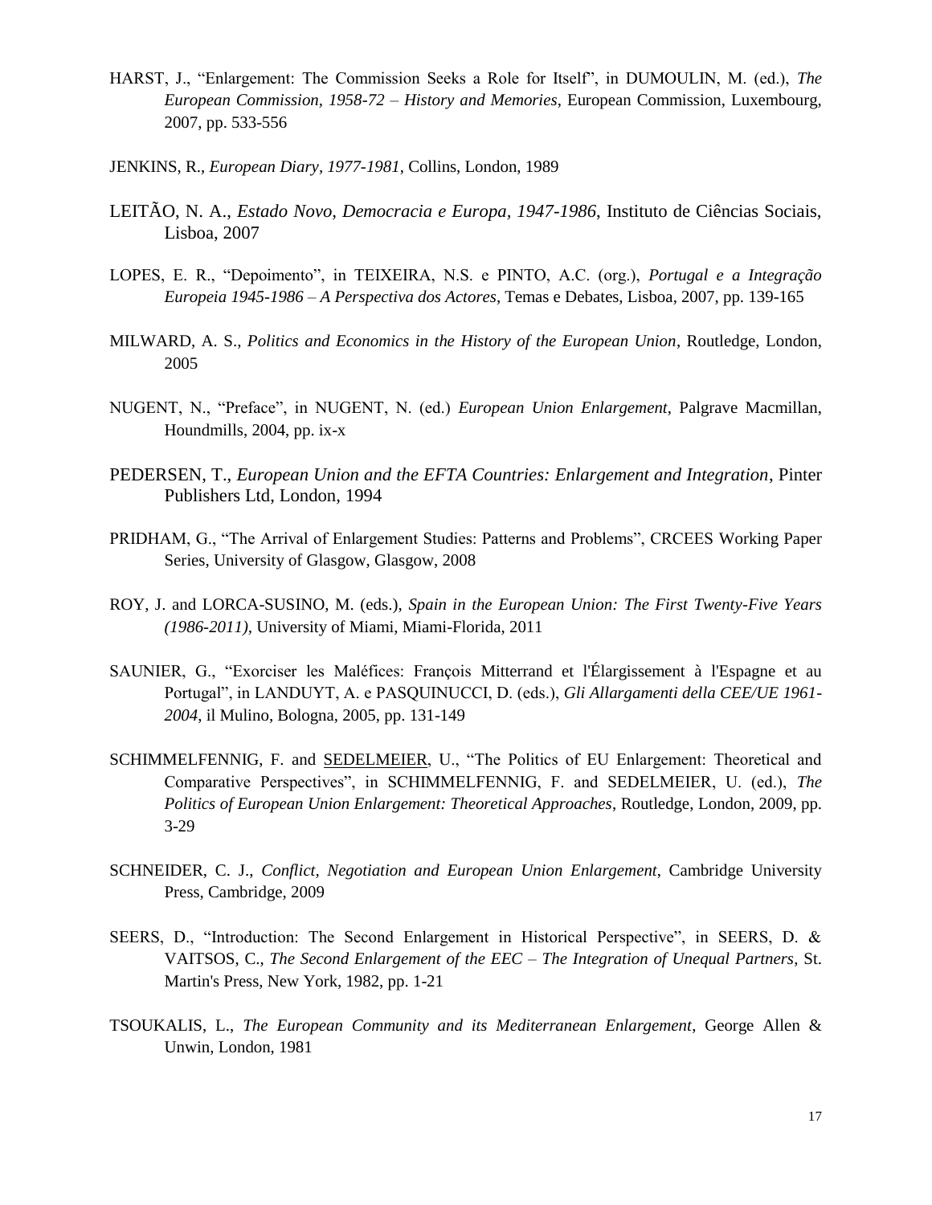HARST, J., "Enlargement: The Commission Seeks a Role for Itself", in DUMOULIN, M. (ed.), *The European Commission, 1958-72 – History and Memories*, European Commission, Luxembourg, 2007, pp. 533-556

JENKINS, R., *European Diary, 1977-1981*, Collins, London, 1989

LEITÃO, N. A., *Estado Novo, Democracia e Europa, 1947-1986*, Instituto de Ciências Sociais, Lisboa, 2007

LOPES, E. R., "Depoimento", in TEIXEIRA, N.S. e PINTO, A.C. (org.), *Portugal e a Integração Europeia 1945-1986 – A Perspectiva dos Actores*, Temas e Debates, Lisboa, 2007, pp. 139-165

MILWARD, A. S., *Politics and Economics in the History of the European Union*, Routledge, London, 2005

NUGENT, N., "Preface", in NUGENT, N. (ed.) *European Union Enlargement*, Palgrave Macmillan, Houndmills, 2004, pp. ix-x

PEDERSEN, T., *European Union and the EFTA Countries: Enlargement and Integration*, Pinter Publishers Ltd, London, 1994

PRIDHAM, G., "The Arrival of Enlargement Studies: Patterns and Problems", CRCEES Working Paper Series, University of Glasgow, Glasgow, 2008

ROY, J. and LORCA-SUSINO, M. (eds.), *Spain in the European Union: The First Twenty-Five Years (1986-2011),* University of Miami, Miami-Florida, 2011

SAUNIER, G., "Exorciser les Maléfices: François Mitterrand et l'Élargissement à l'Espagne et au Portugal", in LANDUYT, A. e PASQUINUCCI, D. (eds.), *Gli Allargamenti della CEE/UE 1961-2004*, il Mulino, Bologna, 2005, pp. 131-149

SCHIMMELFENNIG, F. and SEDELMEIER, U., "The Politics of EU Enlargement: Theoretical and Comparative Perspectives", in SCHIMMELFENNIG, F. and SEDELMEIER, U. (ed.), *The Politics of European Union Enlargement: Theoretical Approaches*, Routledge, London, 2009, pp. 3-29

SCHNEIDER, C. J., *Conflict, Negotiation and European Union Enlargement*, Cambridge University Press, Cambridge, 2009

SEERS, D., "Introduction: The Second Enlargement in Historical Perspective", in SEERS, D. & VAITSOS, C., *The Second Enlargement of the EEC – The Integration of Unequal Partners*, St. Martin's Press, New York, 1982, pp. 1-21

TSOUKALIS, L., *The European Community and its Mediterranean Enlargement*, George Allen & Unwin, London, 1981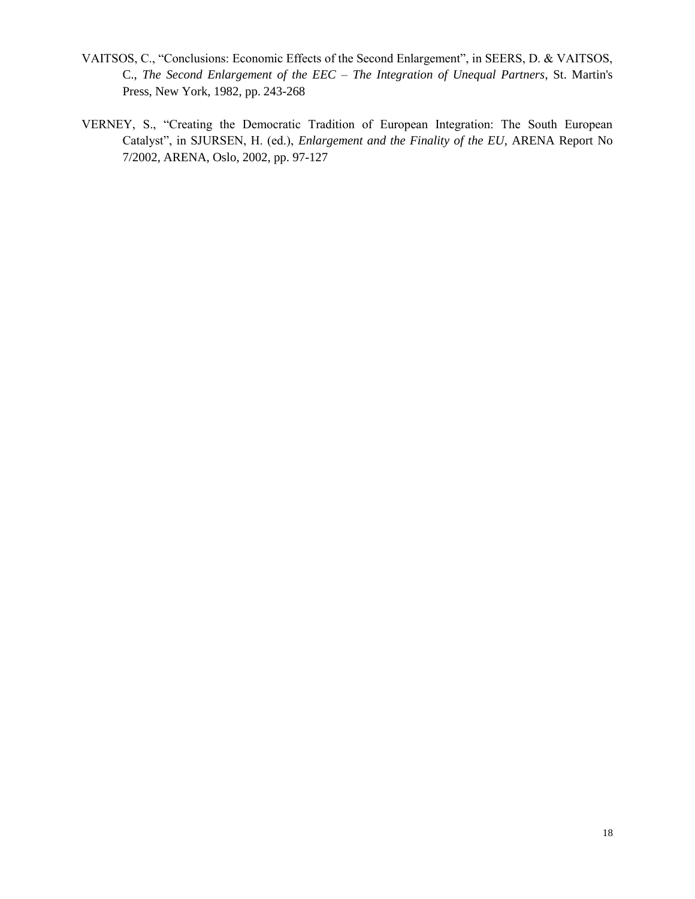VAITSOS, C., "Conclusions: Economic Effects of the Second Enlargement", in SEERS, D. & VAITSOS, C., *The Second Enlargement of the EEC – The Integration of Unequal Partners*, St. Martin's Press, New York, 1982, pp. 243-268

VERNEY, S., "Creating the Democratic Tradition of European Integration: The South European Catalyst", in SJURSEN, H. (ed.), *Enlargement and the Finality of the EU*, ARENA Report No 7/2002, ARENA, Oslo, 2002, pp. 97-127